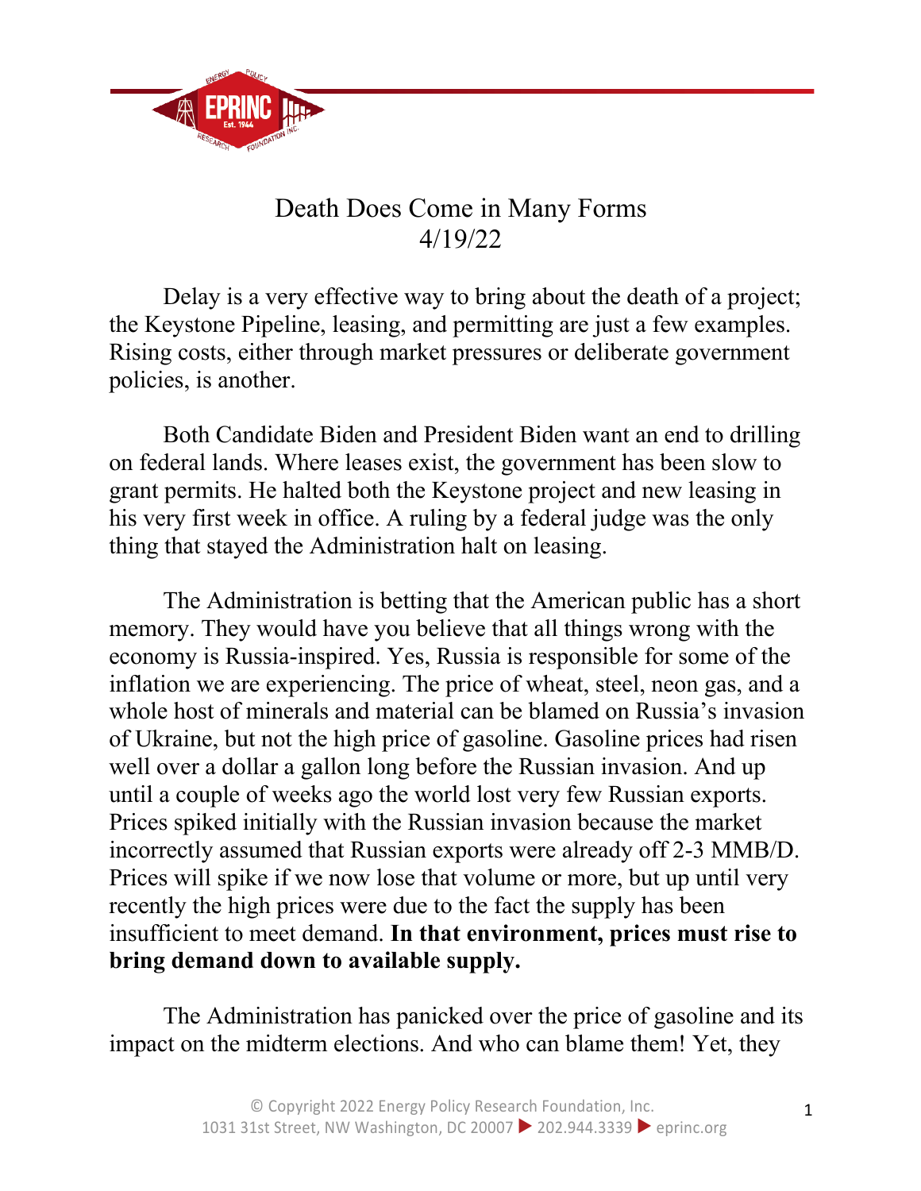# Death Does Come in Many Forms

4/19/22

Delay is a very effective way to bring about the death of a project; the Keystone Pipeline, leasing, and permitting are just a few examples. Rising costs, either through market pressures or deliberate government policies, is another.

Both Candidate Biden and President Biden want an end to drilling on federal lands. Where leases exist, the government has been slow to grant permits. He halted both the Keystone project and new leasing in his very first week in office. A ruling by a federal judge was the only thing that stayed the Administration halt on leasing.

The Administration is betting that the American public has a short memory. They would have you believe that all things wrong with the economy is Russia-inspired. Yes, Russia is responsible for some of the inflation we are experiencing. The price of wheat, steel, neon gas, and a whole host of minerals and material can be blamed on Russia's invasion of Ukraine, but not the high price of gasoline. Gasoline prices had risen well over a dollar a gallon long before the Russian invasion. And up until a couple of weeks ago the world lost very few Russian exports. Prices spiked initially with the Russian invasion because the market incorrectly assumed that Russian exports were already off 2-3 MMB/D. Prices will spike if we now lose that volume or more, but up until very recently the high prices were due to the fact the supply has been insufficient to meet demand. **In that environment, prices must rise to bring demand down to available supply.**

The Administration has panicked over the price of gasoline and its impact on the midterm elections. And who can blame them! Yet, they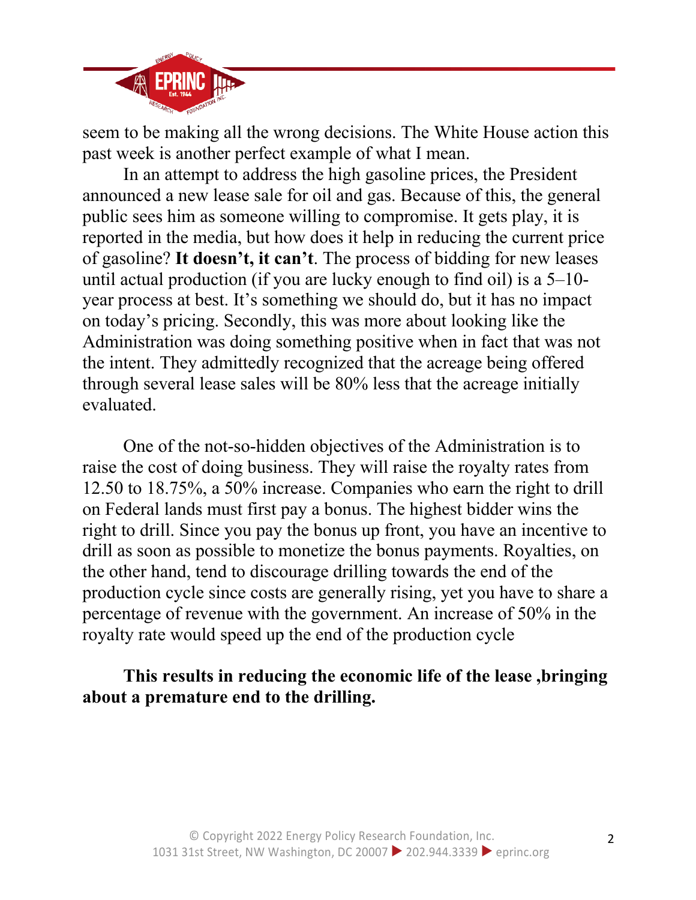seem to be making all the wrong decisions. The White House action this past week is another perfect example of what I mean.

In an attempt to address the high gasoline prices, the President announced a new lease sale for oil and gas. Because of this, the general public sees him as someone willing to compromise. It gets play, it is reported in the media, but how does it help in reducing the current price of gasoline? **It doesn't, it can't**. The process of bidding for new leases until actual production (if you are lucky enough to find oil) is a 5–10-year process at best. It's something we should do, but it has no impact on today's pricing. Secondly, this was more about looking like the Administration was doing something positive when in fact that was not the intent. They admittedly recognized that the acreage being offered through several lease sales will be 80% less that the acreage initially evaluated.

One of the not-so-hidden objectives of the Administration is to raise the cost of doing business. They will raise the royalty rates from 12.50 to 18.75%, a 50% increase. Companies who earn the right to drill on Federal lands must first pay a bonus. The highest bidder wins the right to drill. Since you pay the bonus up front, you have an incentive to drill as soon as possible to monetize the bonus payments. Royalties, on the other hand, tend to discourage drilling towards the end of the production cycle since costs are generally rising, yet you have to share a percentage of revenue with the government. An increase of 50% in the royalty rate would speed up the end of the production cycle

**This results in reducing the economic life of the lease ,bringing about a premature end to the drilling.**